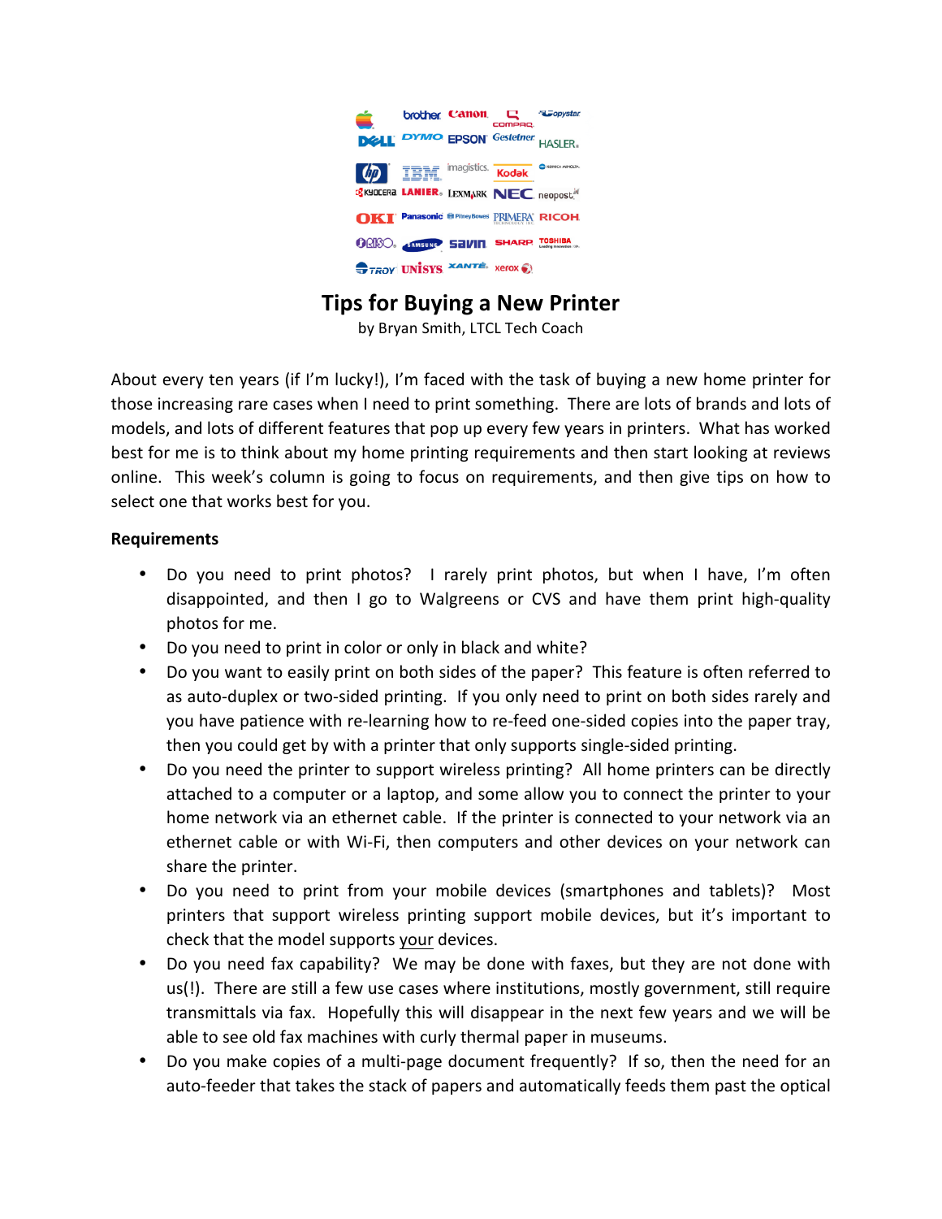# Tips for Buying a New Printer

by Bryan Smith, LTCL Tech Coach

About every ten years (if I'm lucky!), I'm faced with the task of buying a new home printer for those increasing rare cases when I need to print something. There are lots of brands and lots of models, and lots of different features that pop up every few years in printers. What has worked best for me is to think about my home printing requirements and then start looking at reviews online. This week's column is going to focus on requirements, and then give tips on how to select one that works best for you.

**Requirements**

- Do you need to print photos? I rarely print photos, but when I have, I'm often disappointed, and then I go to Walgreens or CVS and have them print high-quality photos for me.
- Do you need to print in color or only in black and white?
- Do you want to easily print on both sides of the paper? This feature is often referred to as auto-duplex or two-sided printing. If you only need to print on both sides rarely and you have patience with re-learning how to re-feed one-sided copies into the paper tray, then you could get by with a printer that only supports single-sided printing.
- Do you need the printer to support wireless printing? All home printers can be directly attached to a computer or a laptop, and some allow you to connect the printer to your home network via an ethernet cable. If the printer is connected to your network via an ethernet cable or with Wi-Fi, then computers and other devices on your network can share the printer.
- Do you need to print from your mobile devices (smartphones and tablets)? Most printers that support wireless printing support mobile devices, but it's important to check that the model supports <u>your</u> devices.
- Do you need fax capability? We may be done with faxes, but they are not done with us(!). There are still a few use cases where institutions, mostly government, still require transmittals via fax. Hopefully this will disappear in the next few years and we will be able to see old fax machines with curly thermal paper in museums.
- Do you make copies of a multi-page document frequently? If so, then the need for an auto-feeder that takes the stack of papers and automatically feeds them past the optical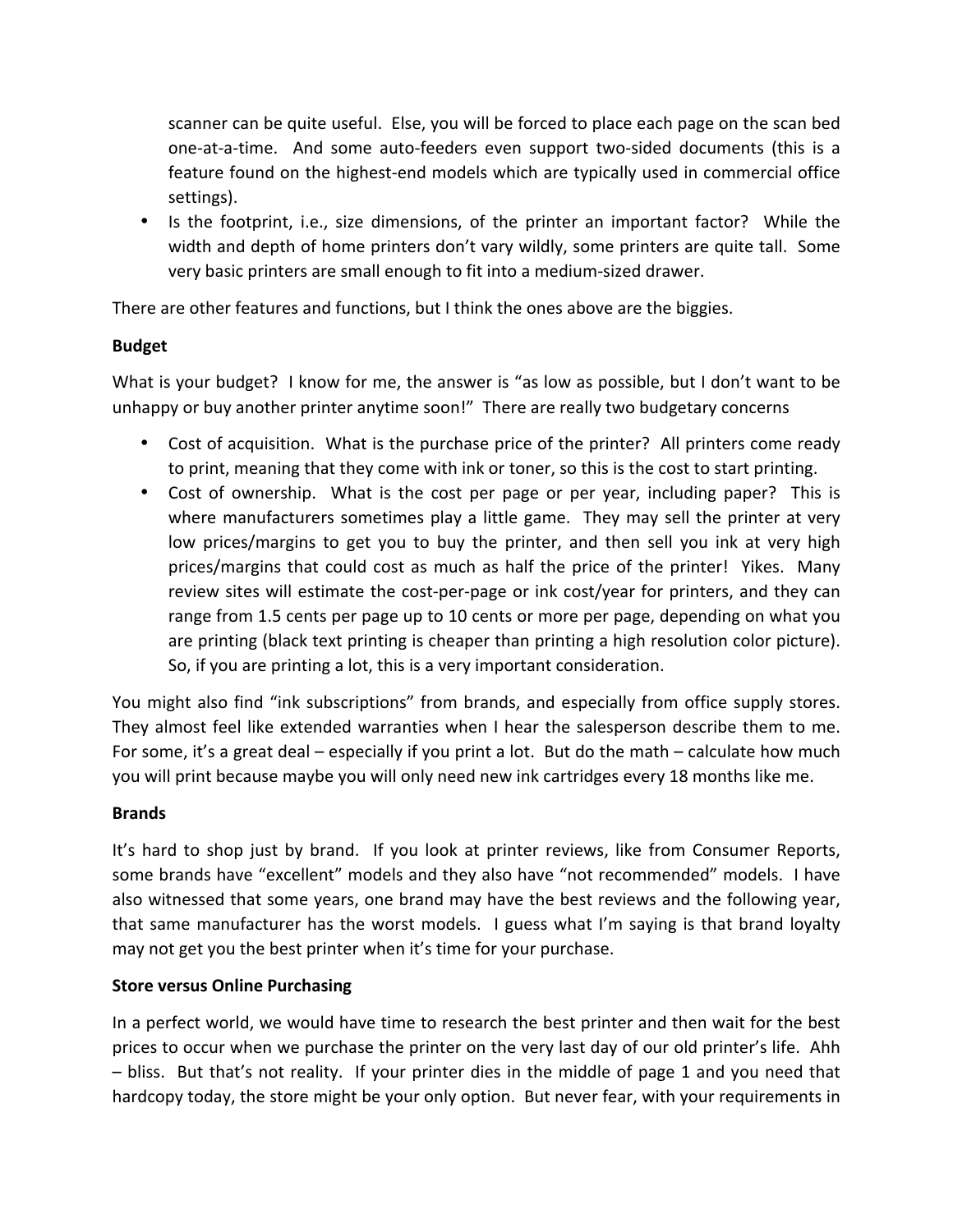scanner can be quite useful. Else, you will be forced to place each page on the scan bed one-at-a-time. And some auto-feeders even support two-sided documents (this is a feature found on the highest-end models which are typically used in commercial office settings).

- Is the footprint, i.e., size dimensions, of the printer an important factor? While the width and depth of home printers don't vary wildly, some printers are quite tall. Some very basic printers are small enough to fit into a medium-sized drawer.

There are other features and functions, but I think the ones above are the biggies.

**Budget**

What is your budget? I know for me, the answer is "as low as possible, but I don't want to be unhappy or buy another printer anytime soon!" There are really two budgetary concerns

- Cost of acquisition. What is the purchase price of the printer? All printers come ready to print, meaning that they come with ink or toner, so this is the cost to start printing.
- Cost of ownership. What is the cost per page or per year, including paper? This is where manufacturers sometimes play a little game. They may sell the printer at very low prices/margins to get you to buy the printer, and then sell you ink at very high prices/margins that could cost as much as half the price of the printer! Yikes. Many review sites will estimate the cost-per-page or ink cost/year for printers, and they can range from 1.5 cents per page up to 10 cents or more per page, depending on what you are printing (black text printing is cheaper than printing a high resolution color picture). So, if you are printing a lot, this is a very important consideration.

You might also find "ink subscriptions" from brands, and especially from office supply stores. They almost feel like extended warranties when I hear the salesperson describe them to me. For some, it's a great deal – especially if you print a lot. But do the math – calculate how much you will print because maybe you will only need new ink cartridges every 18 months like me.

**Brands**

It's hard to shop just by brand. If you look at printer reviews, like from Consumer Reports, some brands have "excellent" models and they also have "not recommended" models. I have also witnessed that some years, one brand may have the best reviews and the following year, that same manufacturer has the worst models. I guess what I'm saying is that brand loyalty may not get you the best printer when it's time for your purchase.

**Store versus Online Purchasing**

In a perfect world, we would have time to research the best printer and then wait for the best prices to occur when we purchase the printer on the very last day of our old printer's life. Ahh – bliss. But that's not reality. If your printer dies in the middle of page 1 and you need that hardcopy today, the store might be your only option. But never fear, with your requirements in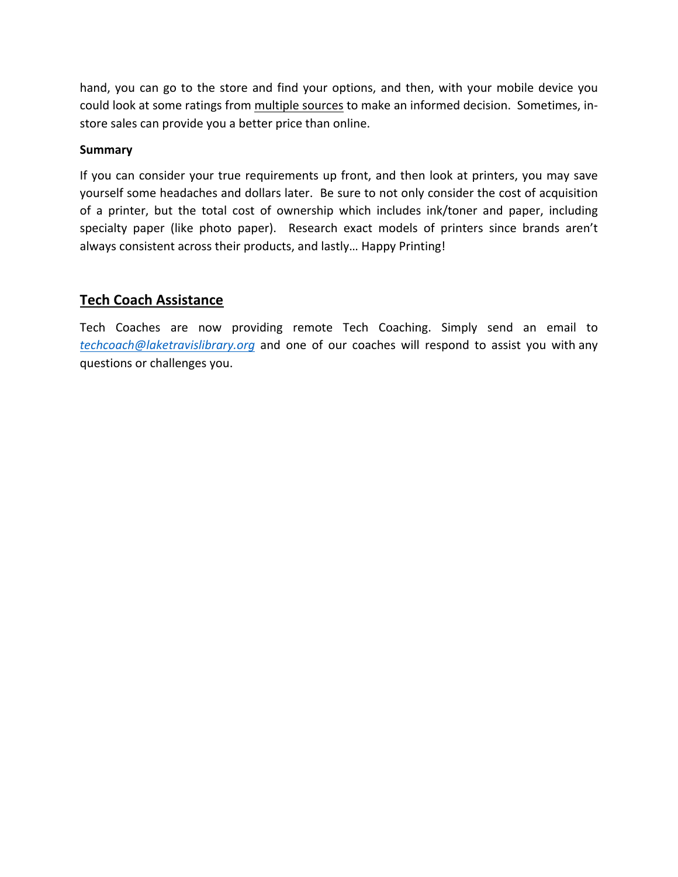hand, you can go to the store and find your options, and then, with your mobile device you could look at some ratings from multiple sources to make an informed decision. Sometimes, in-store sales can provide you a better price than online.

**Summary**

If you can consider your true requirements up front, and then look at printers, you may save yourself some headaches and dollars later. Be sure to not only consider the cost of acquisition of a printer, but the total cost of ownership which includes ink/toner and paper, including specialty paper (like photo paper). Research exact models of printers since brands aren't always consistent across their products, and lastly… Happy Printing!

## Tech Coach Assistance

Tech Coaches are now providing remote Tech Coaching. Simply send an email to *techcoach@laketravislibrary.org* and one of our coaches will respond to assist you with any questions or challenges you.